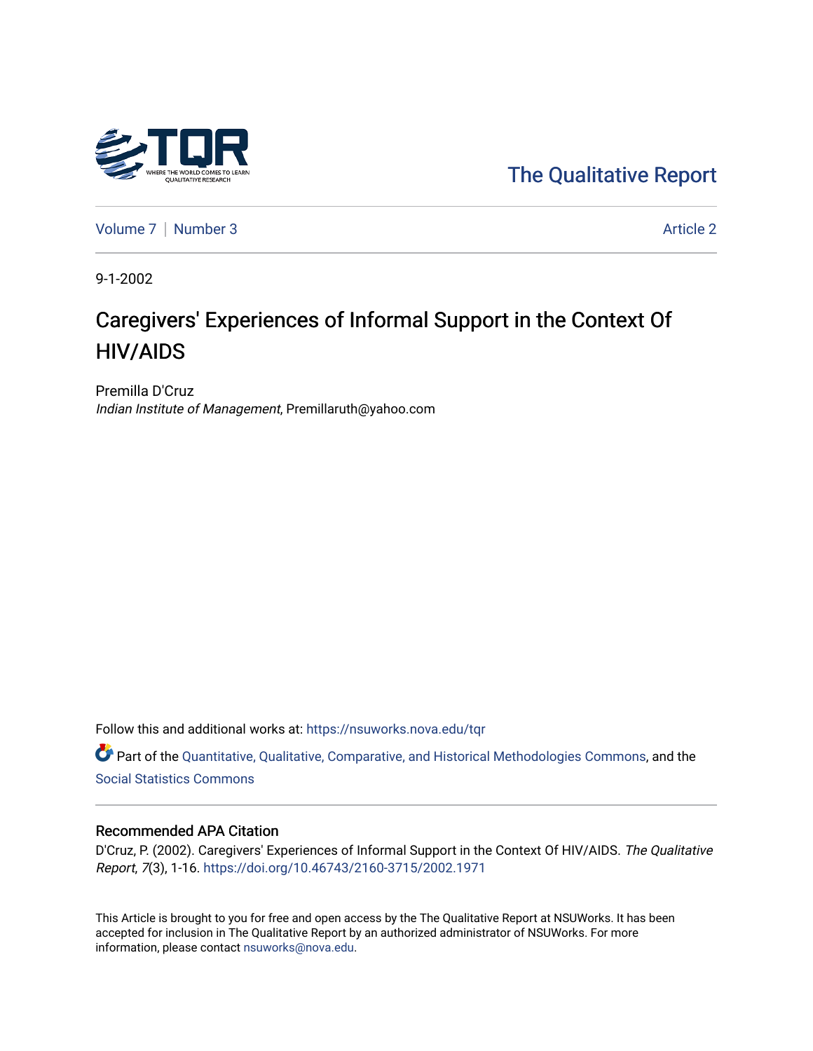The Qualitative Report

Volume 7 | Number 3 Article 2

9-1-2002

# Caregivers' Experiences of Informal Support in the Context Of HIV/AIDS

Premilla D'Cruz
*Indian Institute of Management*, Premillaruth@yahoo.com

Follow this and additional works at: https://nsuworks.nova.edu/tqr

Part of the Quantitative, Qualitative, Comparative, and Historical Methodologies Commons, and the Social Statistics Commons

## Recommended APA Citation

D'Cruz, P. (2002). Caregivers' Experiences of Informal Support in the Context Of HIV/AIDS. *The Qualitative Report*, *7*(3), 1-16. https://doi.org/10.46743/2160-3715/2002.1971

This Article is brought to you for free and open access by the The Qualitative Report at NSUWorks. It has been accepted for inclusion in The Qualitative Report by an authorized administrator of NSUWorks. For more information, please contact nsuworks@nova.edu.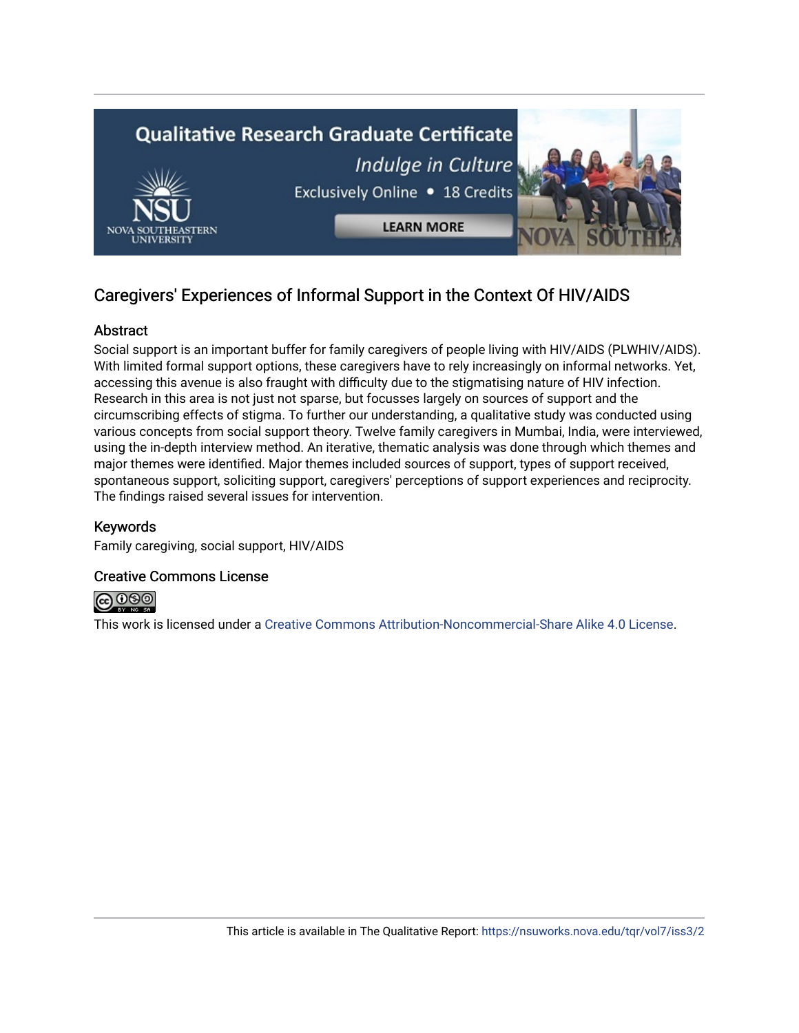# Caregivers' Experiences of Informal Support in the Context Of HIV/AIDS

## Abstract

Social support is an important buffer for family caregivers of people living with HIV/AIDS (PLWHIV/AIDS). With limited formal support options, these caregivers have to rely increasingly on informal networks. Yet, accessing this avenue is also fraught with difficulty due to the stigmatising nature of HIV infection. Research in this area is not just not sparse, but focusses largely on sources of support and the circumscribing effects of stigma. To further our understanding, a qualitative study was conducted using various concepts from social support theory. Twelve family caregivers in Mumbai, India, were interviewed, using the in-depth interview method. An iterative, thematic analysis was done through which themes and major themes were identified. Major themes included sources of support, types of support received, spontaneous support, soliciting support, caregivers' perceptions of support experiences and reciprocity. The findings raised several issues for intervention.

## Keywords

Family caregiving, social support, HIV/AIDS

## Creative Commons License

This work is licensed under a Creative Commons Attribution-Noncommercial-Share Alike 4.0 License.

This article is available in The Qualitative Report: https://nsuworks.nova.edu/tqr/vol7/iss3/2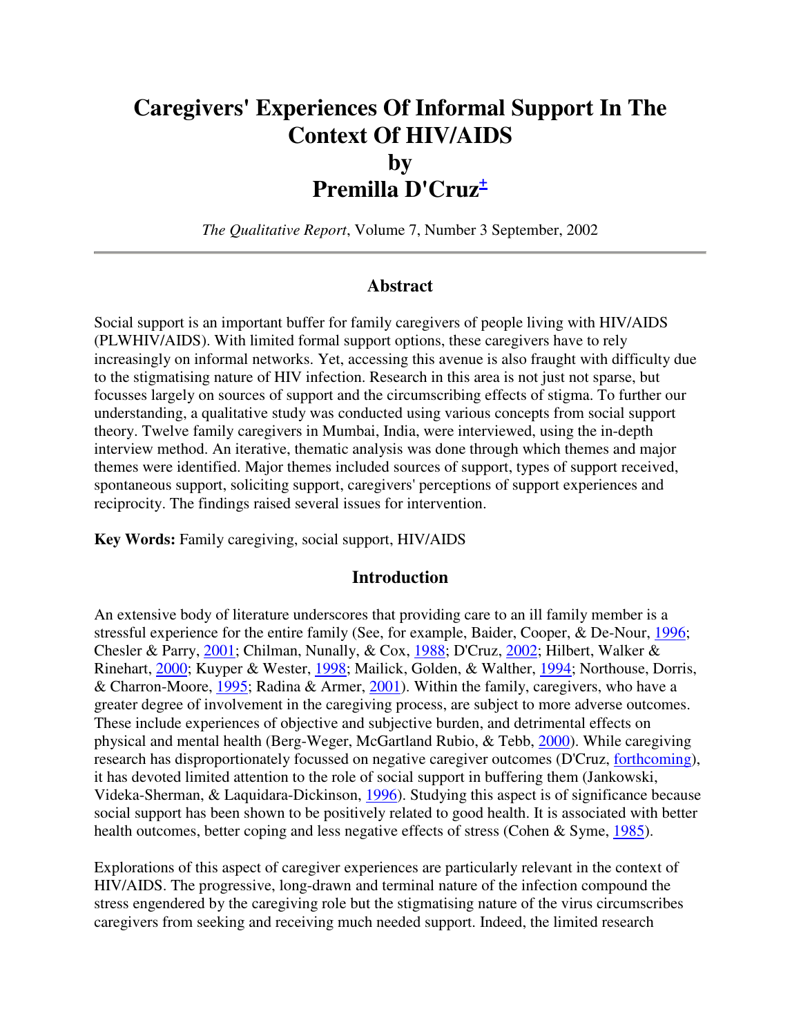# Caregivers' Experiences Of Informal Support In The Context Of HIV/AIDS

## by

## Premilla D'Cruz[±]

*The Qualitative Report*, Volume 7, Number 3 September, 2002

---

## Abstract

Social support is an important buffer for family caregivers of people living with HIV/AIDS (PLWHIV/AIDS). With limited formal support options, these caregivers have to rely increasingly on informal networks. Yet, accessing this avenue is also fraught with difficulty due to the stigmatising nature of HIV infection. Research in this area is not just not sparse, but focusses largely on sources of support and the circumscribing effects of stigma. To further our understanding, a qualitative study was conducted using various concepts from social support theory. Twelve family caregivers in Mumbai, India, were interviewed, using the in-depth interview method. An iterative, thematic analysis was done through which themes and major themes were identified. Major themes included sources of support, types of support received, spontaneous support, soliciting support, caregivers' perceptions of support experiences and reciprocity. The findings raised several issues for intervention.

**Key Words:** Family caregiving, social support, HIV/AIDS

## Introduction

An extensive body of literature underscores that providing care to an ill family member is a stressful experience for the entire family (See, for example, Baider, Cooper, & De-Nour, 1996; Chesler & Parry, 2001; Chilman, Nunally, & Cox, 1988; D'Cruz, 2002; Hilbert, Walker & Rinehart, 2000; Kuyper & Wester, 1998; Mailick, Golden, & Walther, 1994; Northouse, Dorris, & Charron-Moore, 1995; Radina & Armer, 2001). Within the family, caregivers, who have a greater degree of involvement in the caregiving process, are subject to more adverse outcomes. These include experiences of objective and subjective burden, and detrimental effects on physical and mental health (Berg-Weger, McGartland Rubio, & Tebb, 2000). While caregiving research has disproportionately focussed on negative caregiver outcomes (D'Cruz, forthcoming), it has devoted limited attention to the role of social support in buffering them (Jankowski, Videka-Sherman, & Laquidara-Dickinson, 1996). Studying this aspect is of significance because social support has been shown to be positively related to good health. It is associated with better health outcomes, better coping and less negative effects of stress (Cohen & Syme, 1985).

Explorations of this aspect of caregiver experiences are particularly relevant in the context of HIV/AIDS. The progressive, long-drawn and terminal nature of the infection compound the stress engendered by the caregiving role but the stigmatising nature of the virus circumscribes caregivers from seeking and receiving much needed support. Indeed, the limited research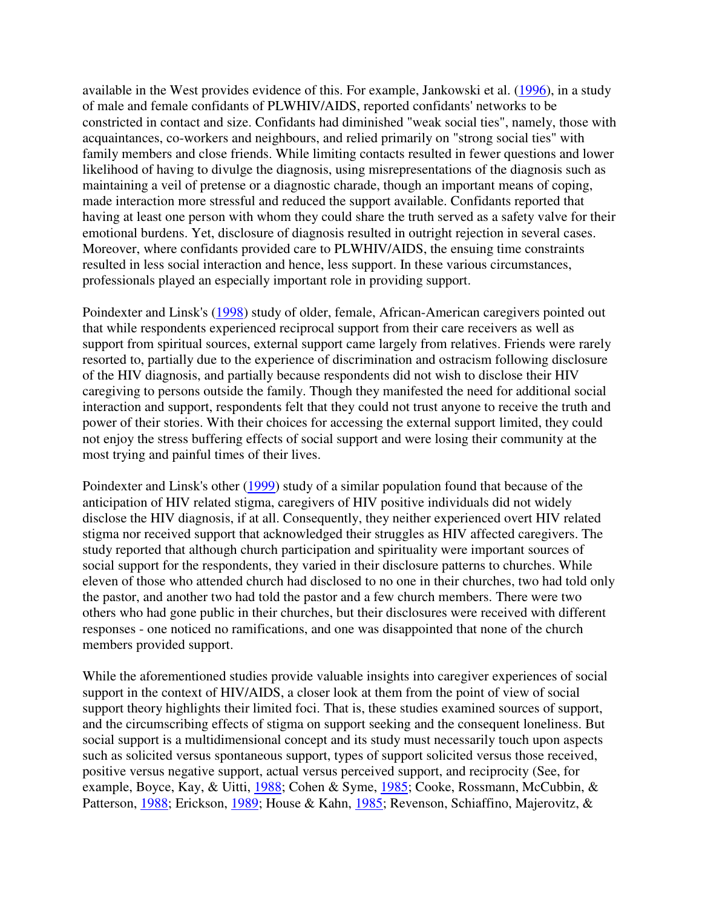available in the West provides evidence of this. For example, Jankowski et al. (1996), in a study of male and female confidants of PLWHIV/AIDS, reported confidants' networks to be constricted in contact and size. Confidants had diminished "weak social ties", namely, those with acquaintances, co-workers and neighbours, and relied primarily on "strong social ties" with family members and close friends. While limiting contacts resulted in fewer questions and lower likelihood of having to divulge the diagnosis, using misrepresentations of the diagnosis such as maintaining a veil of pretense or a diagnostic charade, though an important means of coping, made interaction more stressful and reduced the support available. Confidants reported that having at least one person with whom they could share the truth served as a safety valve for their emotional burdens. Yet, disclosure of diagnosis resulted in outright rejection in several cases. Moreover, where confidants provided care to PLWHIV/AIDS, the ensuing time constraints resulted in less social interaction and hence, less support. In these various circumstances, professionals played an especially important role in providing support.

Poindexter and Linsk's (1998) study of older, female, African-American caregivers pointed out that while respondents experienced reciprocal support from their care receivers as well as support from spiritual sources, external support came largely from relatives. Friends were rarely resorted to, partially due to the experience of discrimination and ostracism following disclosure of the HIV diagnosis, and partially because respondents did not wish to disclose their HIV caregiving to persons outside the family. Though they manifested the need for additional social interaction and support, respondents felt that they could not trust anyone to receive the truth and power of their stories. With their choices for accessing the external support limited, they could not enjoy the stress buffering effects of social support and were losing their community at the most trying and painful times of their lives.

Poindexter and Linsk's other (1999) study of a similar population found that because of the anticipation of HIV related stigma, caregivers of HIV positive individuals did not widely disclose the HIV diagnosis, if at all. Consequently, they neither experienced overt HIV related stigma nor received support that acknowledged their struggles as HIV affected caregivers. The study reported that although church participation and spirituality were important sources of social support for the respondents, they varied in their disclosure patterns to churches. While eleven of those who attended church had disclosed to no one in their churches, two had told only the pastor, and another two had told the pastor and a few church members. There were two others who had gone public in their churches, but their disclosures were received with different responses - one noticed no ramifications, and one was disappointed that none of the church members provided support.

While the aforementioned studies provide valuable insights into caregiver experiences of social support in the context of HIV/AIDS, a closer look at them from the point of view of social support theory highlights their limited foci. That is, these studies examined sources of support, and the circumscribing effects of stigma on support seeking and the consequent loneliness. But social support is a multidimensional concept and its study must necessarily touch upon aspects such as solicited versus spontaneous support, types of support solicited versus those received, positive versus negative support, actual versus perceived support, and reciprocity (See, for example, Boyce, Kay, & Uitti, 1988; Cohen & Syme, 1985; Cooke, Rossmann, McCubbin, & Patterson, 1988; Erickson, 1989; House & Kahn, 1985; Revenson, Schiaffino, Majerovitz, &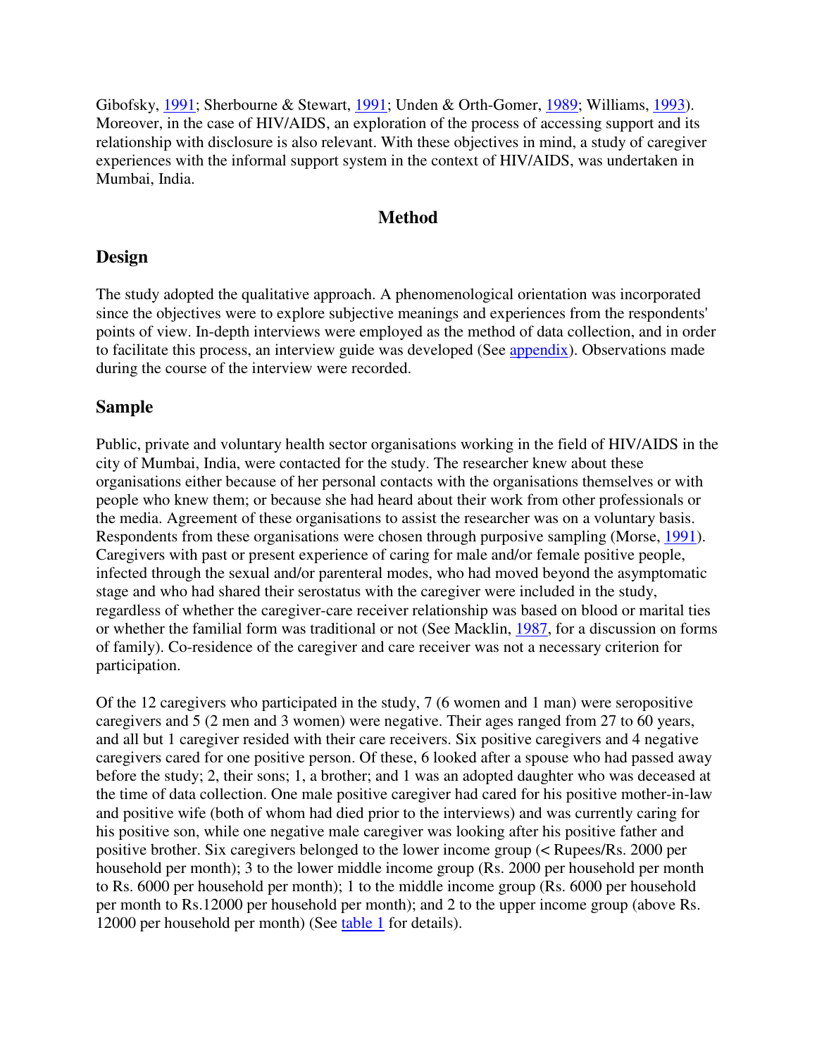Gibofsky, 1991; Sherbourne & Stewart, 1991; Unden & Orth-Gomer, 1989; Williams, 1993). Moreover, in the case of HIV/AIDS, an exploration of the process of accessing support and its relationship with disclosure is also relevant. With these objectives in mind, a study of caregiver experiences with the informal support system in the context of HIV/AIDS, was undertaken in Mumbai, India.

## Method

### Design

The study adopted the qualitative approach. A phenomenological orientation was incorporated since the objectives were to explore subjective meanings and experiences from the respondents' points of view. In-depth interviews were employed as the method of data collection, and in order to facilitate this process, an interview guide was developed (See appendix). Observations made during the course of the interview were recorded.

### Sample

Public, private and voluntary health sector organisations working in the field of HIV/AIDS in the city of Mumbai, India, were contacted for the study. The researcher knew about these organisations either because of her personal contacts with the organisations themselves or with people who knew them; or because she had heard about their work from other professionals or the media. Agreement of these organisations to assist the researcher was on a voluntary basis. Respondents from these organisations were chosen through purposive sampling (Morse, 1991). Caregivers with past or present experience of caring for male and/or female positive people, infected through the sexual and/or parenteral modes, who had moved beyond the asymptomatic stage and who had shared their serostatus with the caregiver were included in the study, regardless of whether the caregiver-care receiver relationship was based on blood or marital ties or whether the familial form was traditional or not (See Macklin, 1987, for a discussion on forms of family). Co-residence of the caregiver and care receiver was not a necessary criterion for participation.

Of the 12 caregivers who participated in the study, 7 (6 women and 1 man) were seropositive caregivers and 5 (2 men and 3 women) were negative. Their ages ranged from 27 to 60 years, and all but 1 caregiver resided with their care receivers. Six positive caregivers and 4 negative caregivers cared for one positive person. Of these, 6 looked after a spouse who had passed away before the study; 2, their sons; 1, a brother; and 1 was an adopted daughter who was deceased at the time of data collection. One male positive caregiver had cared for his positive mother-in-law and positive wife (both of whom had died prior to the interviews) and was currently caring for his positive son, while one negative male caregiver was looking after his positive father and positive brother. Six caregivers belonged to the lower income group (< Rupees/Rs. 2000 per household per month); 3 to the lower middle income group (Rs. 2000 per household per month to Rs. 6000 per household per month); 1 to the middle income group (Rs. 6000 per household per month to Rs.12000 per household per month); and 2 to the upper income group (above Rs. 12000 per household per month) (See table 1 for details).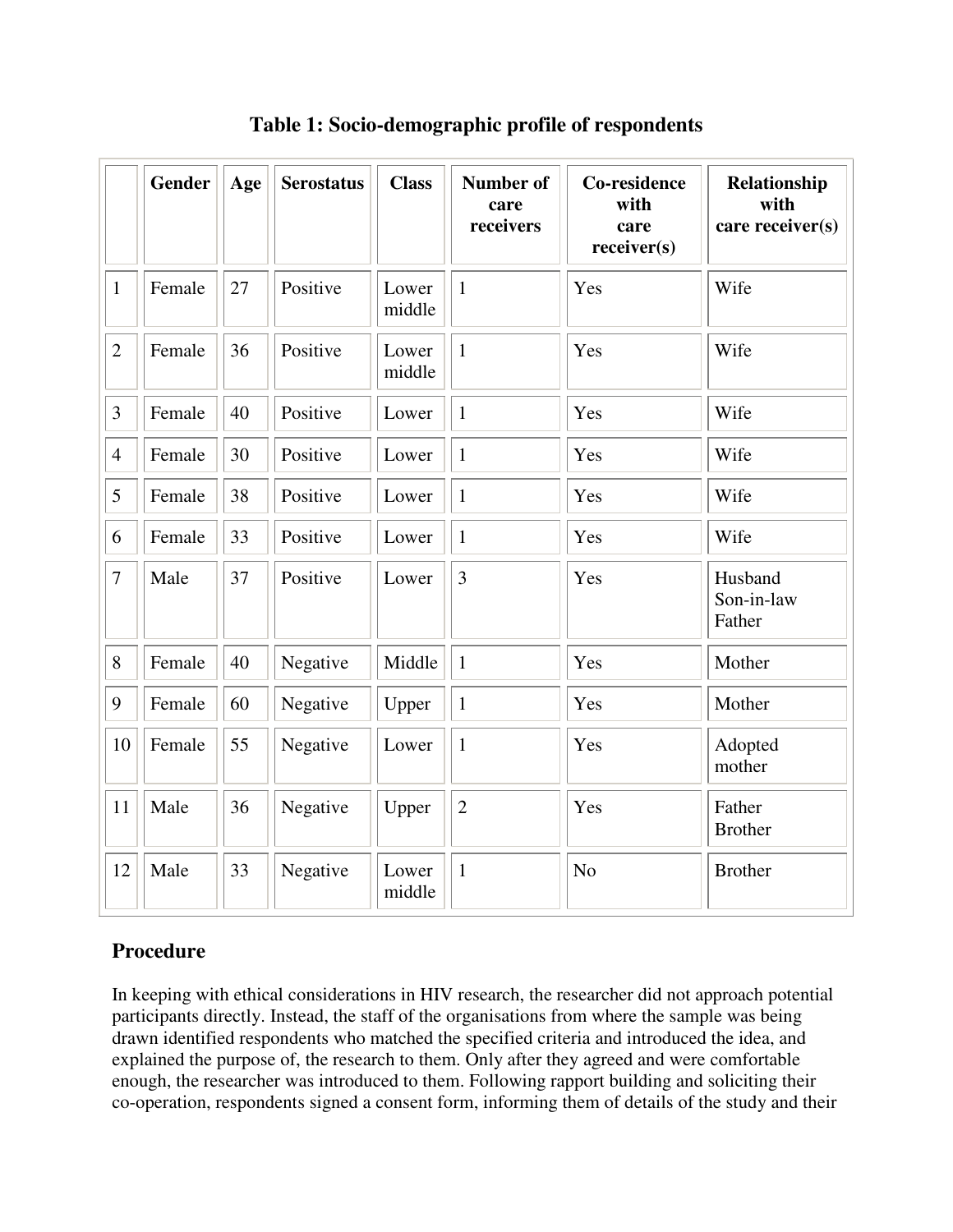**Table 1: Socio-demographic profile of respondents**

| | Gender | Age | Serostatus | Class | Number of care receivers | Co-residence with care receiver(s) | Relationship with care receiver(s) |
|---|---|---|---|---|---|---|---|
| 1 | Female | 27 | Positive | Lower middle | 1 | Yes | Wife |
| 2 | Female | 36 | Positive | Lower middle | 1 | Yes | Wife |
| 3 | Female | 40 | Positive | Lower | 1 | Yes | Wife |
| 4 | Female | 30 | Positive | Lower | 1 | Yes | Wife |
| 5 | Female | 38 | Positive | Lower | 1 | Yes | Wife |
| 6 | Female | 33 | Positive | Lower | 1 | Yes | Wife |
| 7 | Male | 37 | Positive | Lower | 3 | Yes | Husband Son-in-law Father |
| 8 | Female | 40 | Negative | Middle | 1 | Yes | Mother |
| 9 | Female | 60 | Negative | Upper | 1 | Yes | Mother |
| 10 | Female | 55 | Negative | Lower | 1 | Yes | Adopted mother |
| 11 | Male | 36 | Negative | Upper | 2 | Yes | Father Brother |
| 12 | Male | 33 | Negative | Lower middle | 1 | No | Brother |

## Procedure

In keeping with ethical considerations in HIV research, the researcher did not approach potential participants directly. Instead, the staff of the organisations from where the sample was being drawn identified respondents who matched the specified criteria and introduced the idea, and explained the purpose of, the research to them. Only after they agreed and were comfortable enough, the researcher was introduced to them. Following rapport building and soliciting their co-operation, respondents signed a consent form, informing them of details of the study and their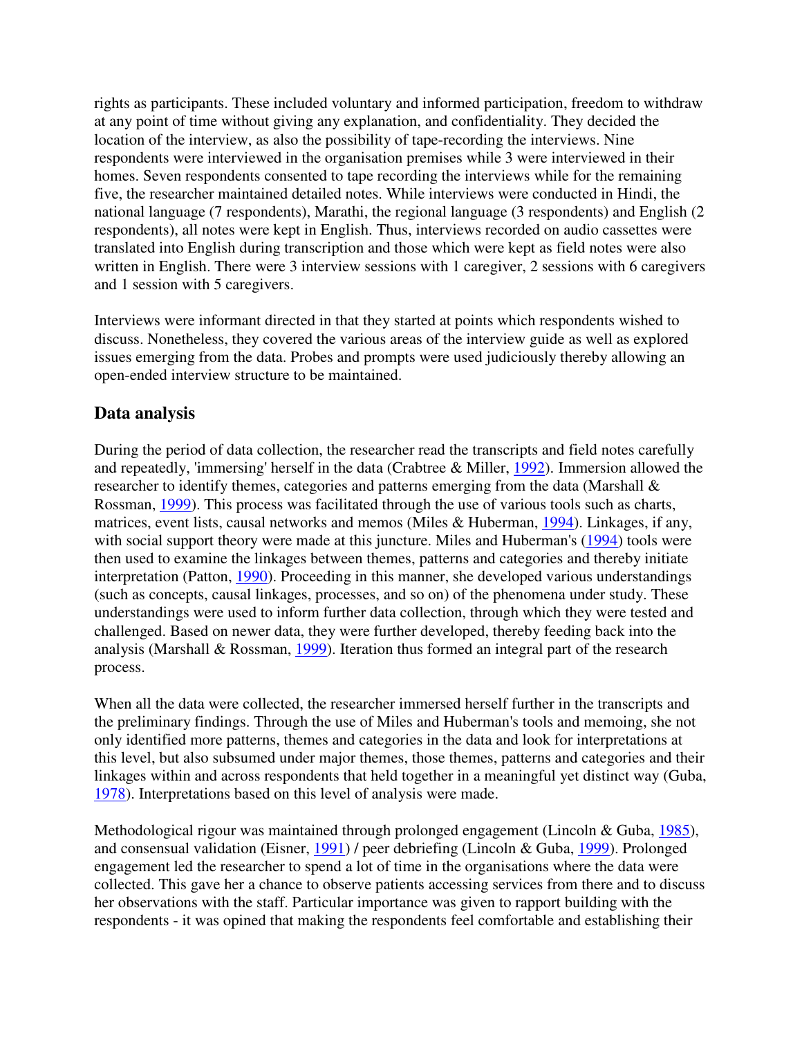rights as participants. These included voluntary and informed participation, freedom to withdraw at any point of time without giving any explanation, and confidentiality. They decided the location of the interview, as also the possibility of tape-recording the interviews. Nine respondents were interviewed in the organisation premises while 3 were interviewed in their homes. Seven respondents consented to tape recording the interviews while for the remaining five, the researcher maintained detailed notes. While interviews were conducted in Hindi, the national language (7 respondents), Marathi, the regional language (3 respondents) and English (2 respondents), all notes were kept in English. Thus, interviews recorded on audio cassettes were translated into English during transcription and those which were kept as field notes were also written in English. There were 3 interview sessions with 1 caregiver, 2 sessions with 6 caregivers and 1 session with 5 caregivers.

Interviews were informant directed in that they started at points which respondents wished to discuss. Nonetheless, they covered the various areas of the interview guide as well as explored issues emerging from the data. Probes and prompts were used judiciously thereby allowing an open-ended interview structure to be maintained.

## Data analysis

During the period of data collection, the researcher read the transcripts and field notes carefully and repeatedly, 'immersing' herself in the data (Crabtree & Miller, 1992). Immersion allowed the researcher to identify themes, categories and patterns emerging from the data (Marshall & Rossman, 1999). This process was facilitated through the use of various tools such as charts, matrices, event lists, causal networks and memos (Miles & Huberman, 1994). Linkages, if any, with social support theory were made at this juncture. Miles and Huberman's (1994) tools were then used to examine the linkages between themes, patterns and categories and thereby initiate interpretation (Patton, 1990). Proceeding in this manner, she developed various understandings (such as concepts, causal linkages, processes, and so on) of the phenomena under study. These understandings were used to inform further data collection, through which they were tested and challenged. Based on newer data, they were further developed, thereby feeding back into the analysis (Marshall & Rossman, 1999). Iteration thus formed an integral part of the research process.

When all the data were collected, the researcher immersed herself further in the transcripts and the preliminary findings. Through the use of Miles and Huberman's tools and memoing, she not only identified more patterns, themes and categories in the data and look for interpretations at this level, but also subsumed under major themes, those themes, patterns and categories and their linkages within and across respondents that held together in a meaningful yet distinct way (Guba, 1978). Interpretations based on this level of analysis were made.

Methodological rigour was maintained through prolonged engagement (Lincoln & Guba, 1985), and consensual validation (Eisner, 1991) / peer debriefing (Lincoln & Guba, 1999). Prolonged engagement led the researcher to spend a lot of time in the organisations where the data were collected. This gave her a chance to observe patients accessing services from there and to discuss her observations with the staff. Particular importance was given to rapport building with the respondents - it was opined that making the respondents feel comfortable and establishing their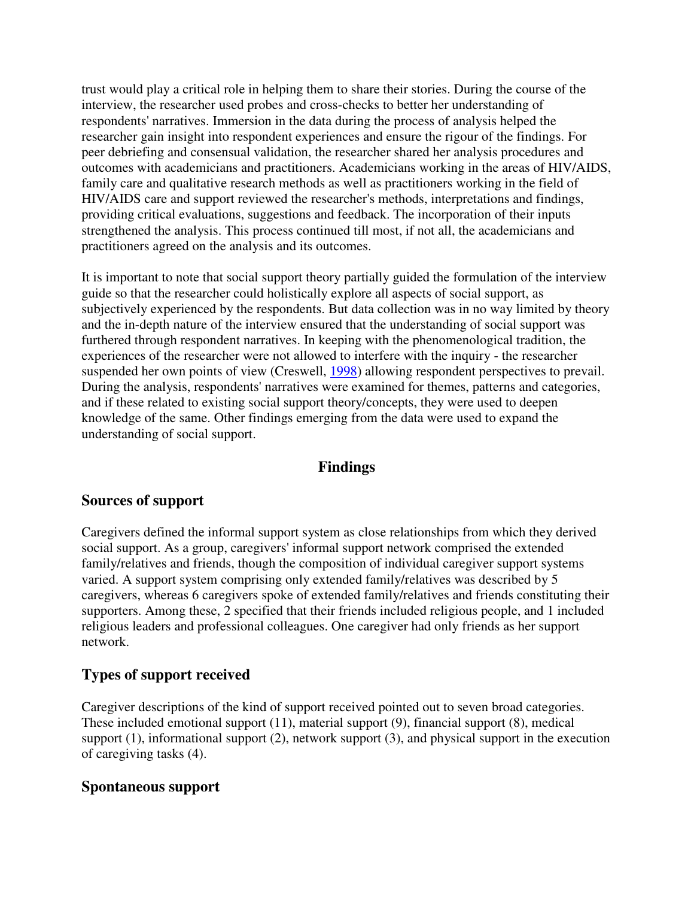trust would play a critical role in helping them to share their stories. During the course of the interview, the researcher used probes and cross-checks to better her understanding of respondents' narratives. Immersion in the data during the process of analysis helped the researcher gain insight into respondent experiences and ensure the rigour of the findings. For peer debriefing and consensual validation, the researcher shared her analysis procedures and outcomes with academicians and practitioners. Academicians working in the areas of HIV/AIDS, family care and qualitative research methods as well as practitioners working in the field of HIV/AIDS care and support reviewed the researcher's methods, interpretations and findings, providing critical evaluations, suggestions and feedback. The incorporation of their inputs strengthened the analysis. This process continued till most, if not all, the academicians and practitioners agreed on the analysis and its outcomes.

It is important to note that social support theory partially guided the formulation of the interview guide so that the researcher could holistically explore all aspects of social support, as subjectively experienced by the respondents. But data collection was in no way limited by theory and the in-depth nature of the interview ensured that the understanding of social support was furthered through respondent narratives. In keeping with the phenomenological tradition, the experiences of the researcher were not allowed to interfere with the inquiry - the researcher suspended her own points of view (Creswell, 1998) allowing respondent perspectives to prevail. During the analysis, respondents' narratives were examined for themes, patterns and categories, and if these related to existing social support theory/concepts, they were used to deepen knowledge of the same. Other findings emerging from the data were used to expand the understanding of social support.

## Findings

### Sources of support

Caregivers defined the informal support system as close relationships from which they derived social support. As a group, caregivers' informal support network comprised the extended family/relatives and friends, though the composition of individual caregiver support systems varied. A support system comprising only extended family/relatives was described by 5 caregivers, whereas 6 caregivers spoke of extended family/relatives and friends constituting their supporters. Among these, 2 specified that their friends included religious people, and 1 included religious leaders and professional colleagues. One caregiver had only friends as her support network.

### Types of support received

Caregiver descriptions of the kind of support received pointed out to seven broad categories. These included emotional support (11), material support (9), financial support (8), medical support (1), informational support (2), network support (3), and physical support in the execution of caregiving tasks (4).

### Spontaneous support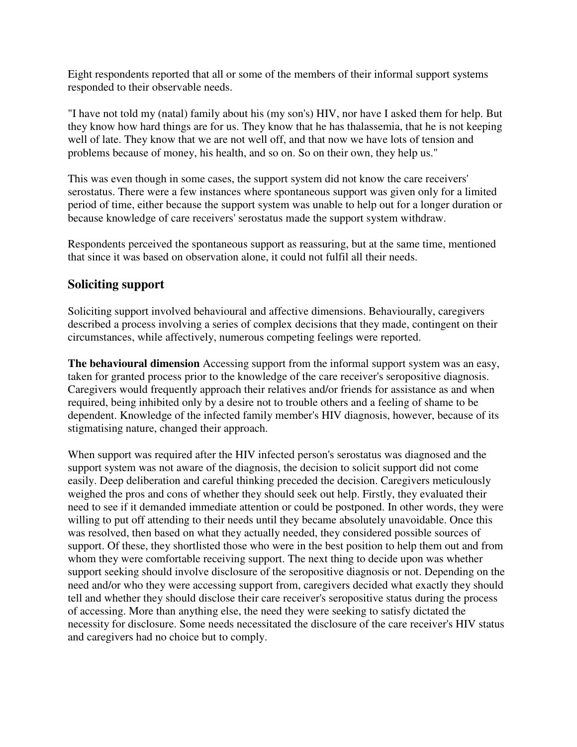Eight respondents reported that all or some of the members of their informal support systems responded to their observable needs.

"I have not told my (natal) family about his (my son's) HIV, nor have I asked them for help. But they know how hard things are for us. They know that he has thalassemia, that he is not keeping well of late. They know that we are not well off, and that now we have lots of tension and problems because of money, his health, and so on. So on their own, they help us."

This was even though in some cases, the support system did not know the care receivers' serostatus. There were a few instances where spontaneous support was given only for a limited period of time, either because the support system was unable to help out for a longer duration or because knowledge of care receivers' serostatus made the support system withdraw.

Respondents perceived the spontaneous support as reassuring, but at the same time, mentioned that since it was based on observation alone, it could not fulfil all their needs.

## Soliciting support

Soliciting support involved behavioural and affective dimensions. Behaviourally, caregivers described a process involving a series of complex decisions that they made, contingent on their circumstances, while affectively, numerous competing feelings were reported.

**The behavioural dimension** Accessing support from the informal support system was an easy, taken for granted process prior to the knowledge of the care receiver's seropositive diagnosis. Caregivers would frequently approach their relatives and/or friends for assistance as and when required, being inhibited only by a desire not to trouble others and a feeling of shame to be dependent. Knowledge of the infected family member's HIV diagnosis, however, because of its stigmatising nature, changed their approach.

When support was required after the HIV infected person's serostatus was diagnosed and the support system was not aware of the diagnosis, the decision to solicit support did not come easily. Deep deliberation and careful thinking preceded the decision. Caregivers meticulously weighed the pros and cons of whether they should seek out help. Firstly, they evaluated their need to see if it demanded immediate attention or could be postponed. In other words, they were willing to put off attending to their needs until they became absolutely unavoidable. Once this was resolved, then based on what they actually needed, they considered possible sources of support. Of these, they shortlisted those who were in the best position to help them out and from whom they were comfortable receiving support. The next thing to decide upon was whether support seeking should involve disclosure of the seropositive diagnosis or not. Depending on the need and/or who they were accessing support from, caregivers decided what exactly they should tell and whether they should disclose their care receiver's seropositive status during the process of accessing. More than anything else, the need they were seeking to satisfy dictated the necessity for disclosure. Some needs necessitated the disclosure of the care receiver's HIV status and caregivers had no choice but to comply.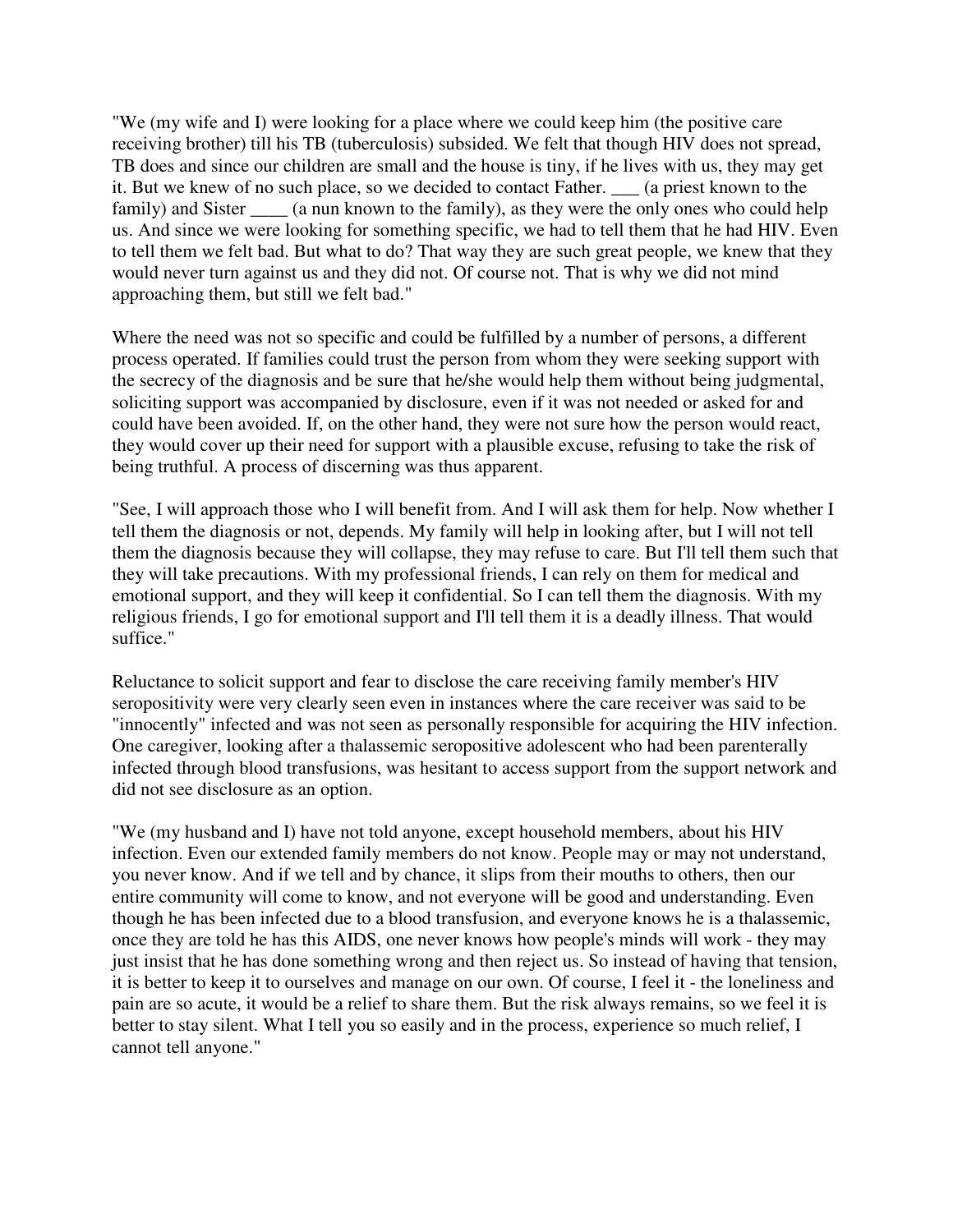"We (my wife and I) were looking for a place where we could keep him (the positive care receiving brother) till his TB (tuberculosis) subsided. We felt that though HIV does not spread, TB does and since our children are small and the house is tiny, if he lives with us, they may get it. But we knew of no such place, so we decided to contact Father. ___ (a priest known to the family) and Sister ____ (a nun known to the family), as they were the only ones who could help us. And since we were looking for something specific, we had to tell them that he had HIV. Even to tell them we felt bad. But what to do? That way they are such great people, we knew that they would never turn against us and they did not. Of course not. That is why we did not mind approaching them, but still we felt bad."

Where the need was not so specific and could be fulfilled by a number of persons, a different process operated. If families could trust the person from whom they were seeking support with the secrecy of the diagnosis and be sure that he/she would help them without being judgmental, soliciting support was accompanied by disclosure, even if it was not needed or asked for and could have been avoided. If, on the other hand, they were not sure how the person would react, they would cover up their need for support with a plausible excuse, refusing to take the risk of being truthful. A process of discerning was thus apparent.

"See, I will approach those who I will benefit from. And I will ask them for help. Now whether I tell them the diagnosis or not, depends. My family will help in looking after, but I will not tell them the diagnosis because they will collapse, they may refuse to care. But I'll tell them such that they will take precautions. With my professional friends, I can rely on them for medical and emotional support, and they will keep it confidential. So I can tell them the diagnosis. With my religious friends, I go for emotional support and I'll tell them it is a deadly illness. That would suffice."

Reluctance to solicit support and fear to disclose the care receiving family member's HIV seropositivity were very clearly seen even in instances where the care receiver was said to be "innocently" infected and was not seen as personally responsible for acquiring the HIV infection. One caregiver, looking after a thalassemic seropositive adolescent who had been parenterally infected through blood transfusions, was hesitant to access support from the support network and did not see disclosure as an option.

"We (my husband and I) have not told anyone, except household members, about his HIV infection. Even our extended family members do not know. People may or may not understand, you never know. And if we tell and by chance, it slips from their mouths to others, then our entire community will come to know, and not everyone will be good and understanding. Even though he has been infected due to a blood transfusion, and everyone knows he is a thalassemic, once they are told he has this AIDS, one never knows how people's minds will work - they may just insist that he has done something wrong and then reject us. So instead of having that tension, it is better to keep it to ourselves and manage on our own. Of course, I feel it - the loneliness and pain are so acute, it would be a relief to share them. But the risk always remains, so we feel it is better to stay silent. What I tell you so easily and in the process, experience so much relief, I cannot tell anyone."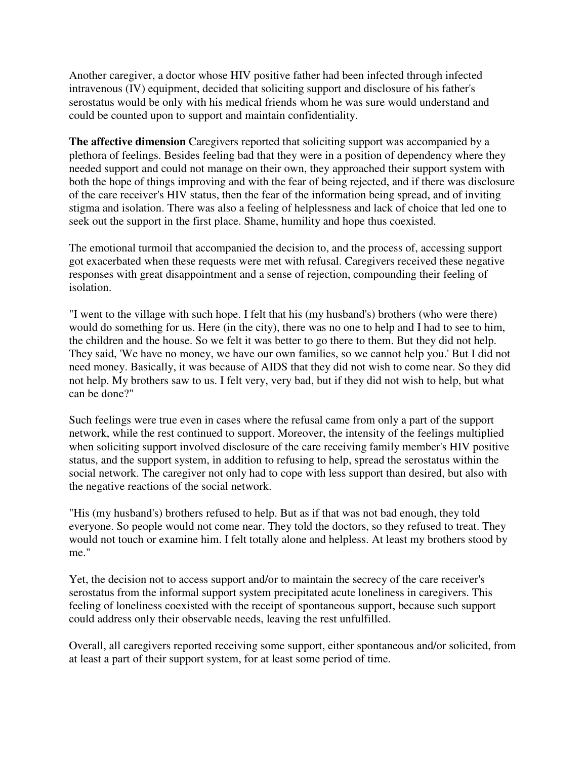Another caregiver, a doctor whose HIV positive father had been infected through infected intravenous (IV) equipment, decided that soliciting support and disclosure of his father's serostatus would be only with his medical friends whom he was sure would understand and could be counted upon to support and maintain confidentiality.

**The affective dimension** Caregivers reported that soliciting support was accompanied by a plethora of feelings. Besides feeling bad that they were in a position of dependency where they needed support and could not manage on their own, they approached their support system with both the hope of things improving and with the fear of being rejected, and if there was disclosure of the care receiver's HIV status, then the fear of the information being spread, and of inviting stigma and isolation. There was also a feeling of helplessness and lack of choice that led one to seek out the support in the first place. Shame, humility and hope thus coexisted.

The emotional turmoil that accompanied the decision to, and the process of, accessing support got exacerbated when these requests were met with refusal. Caregivers received these negative responses with great disappointment and a sense of rejection, compounding their feeling of isolation.

"I went to the village with such hope. I felt that his (my husband's) brothers (who were there) would do something for us. Here (in the city), there was no one to help and I had to see to him, the children and the house. So we felt it was better to go there to them. But they did not help. They said, 'We have no money, we have our own families, so we cannot help you.' But I did not need money. Basically, it was because of AIDS that they did not wish to come near. So they did not help. My brothers saw to us. I felt very, very bad, but if they did not wish to help, but what can be done?"

Such feelings were true even in cases where the refusal came from only a part of the support network, while the rest continued to support. Moreover, the intensity of the feelings multiplied when soliciting support involved disclosure of the care receiving family member's HIV positive status, and the support system, in addition to refusing to help, spread the serostatus within the social network. The caregiver not only had to cope with less support than desired, but also with the negative reactions of the social network.

"His (my husband's) brothers refused to help. But as if that was not bad enough, they told everyone. So people would not come near. They told the doctors, so they refused to treat. They would not touch or examine him. I felt totally alone and helpless. At least my brothers stood by me."

Yet, the decision not to access support and/or to maintain the secrecy of the care receiver's serostatus from the informal support system precipitated acute loneliness in caregivers. This feeling of loneliness coexisted with the receipt of spontaneous support, because such support could address only their observable needs, leaving the rest unfulfilled.

Overall, all caregivers reported receiving some support, either spontaneous and/or solicited, from at least a part of their support system, for at least some period of time.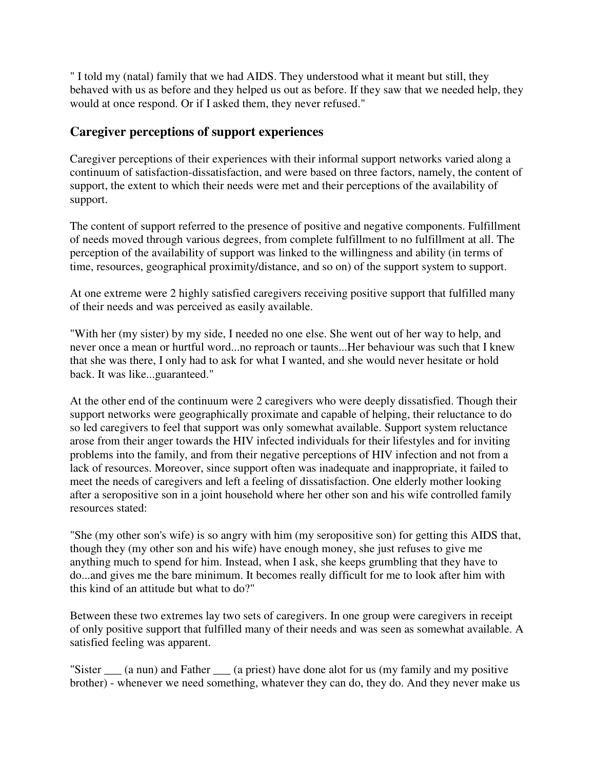" I told my (natal) family that we had AIDS. They understood what it meant but still, they behaved with us as before and they helped us out as before. If they saw that we needed help, they would at once respond. Or if I asked them, they never refused."

## Caregiver perceptions of support experiences

Caregiver perceptions of their experiences with their informal support networks varied along a continuum of satisfaction-dissatisfaction, and were based on three factors, namely, the content of support, the extent to which their needs were met and their perceptions of the availability of support.

The content of support referred to the presence of positive and negative components. Fulfillment of needs moved through various degrees, from complete fulfillment to no fulfillment at all. The perception of the availability of support was linked to the willingness and ability (in terms of time, resources, geographical proximity/distance, and so on) of the support system to support.

At one extreme were 2 highly satisfied caregivers receiving positive support that fulfilled many of their needs and was perceived as easily available.

"With her (my sister) by my side, I needed no one else. She went out of her way to help, and never once a mean or hurtful word...no reproach or taunts...Her behaviour was such that I knew that she was there, I only had to ask for what I wanted, and she would never hesitate or hold back. It was like...guaranteed."

At the other end of the continuum were 2 caregivers who were deeply dissatisfied. Though their support networks were geographically proximate and capable of helping, their reluctance to do so led caregivers to feel that support was only somewhat available. Support system reluctance arose from their anger towards the HIV infected individuals for their lifestyles and for inviting problems into the family, and from their negative perceptions of HIV infection and not from a lack of resources. Moreover, since support often was inadequate and inappropriate, it failed to meet the needs of caregivers and left a feeling of dissatisfaction. One elderly mother looking after a seropositive son in a joint household where her other son and his wife controlled family resources stated:

"She (my other son's wife) is so angry with him (my seropositive son) for getting this AIDS that, though they (my other son and his wife) have enough money, she just refuses to give me anything much to spend for him. Instead, when I ask, she keeps grumbling that they have to do...and gives me the bare minimum. It becomes really difficult for me to look after him with this kind of an attitude but what to do?"

Between these two extremes lay two sets of caregivers. In one group were caregivers in receipt of only positive support that fulfilled many of their needs and was seen as somewhat available. A satisfied feeling was apparent.

"Sister ___ (a nun) and Father ___ (a priest) have done alot for us (my family and my positive brother) - whenever we need something, whatever they can do, they do. And they never make us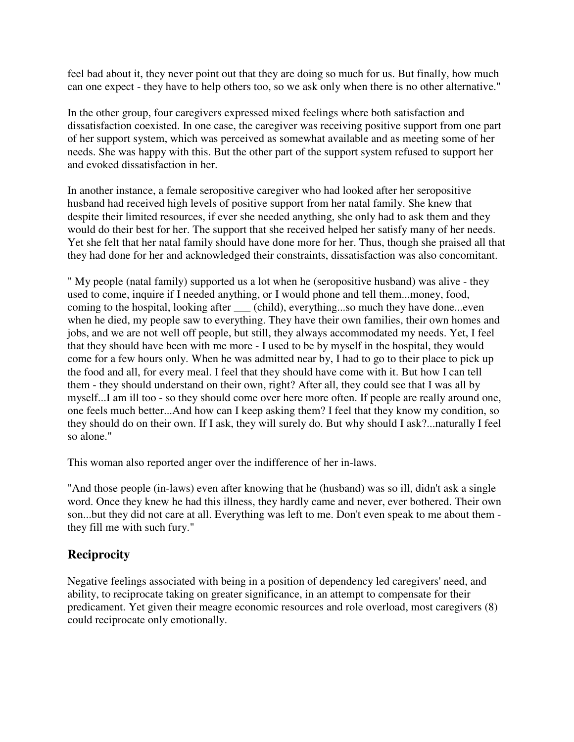feel bad about it, they never point out that they are doing so much for us. But finally, how much can one expect - they have to help others too, so we ask only when there is no other alternative."

In the other group, four caregivers expressed mixed feelings where both satisfaction and dissatisfaction coexisted. In one case, the caregiver was receiving positive support from one part of her support system, which was perceived as somewhat available and as meeting some of her needs. She was happy with this. But the other part of the support system refused to support her and evoked dissatisfaction in her.

In another instance, a female seropositive caregiver who had looked after her seropositive husband had received high levels of positive support from her natal family. She knew that despite their limited resources, if ever she needed anything, she only had to ask them and they would do their best for her. The support that she received helped her satisfy many of her needs. Yet she felt that her natal family should have done more for her. Thus, though she praised all that they had done for her and acknowledged their constraints, dissatisfaction was also concomitant.

" My people (natal family) supported us a lot when he (seropositive husband) was alive - they used to come, inquire if I needed anything, or I would phone and tell them...money, food, coming to the hospital, looking after ___ (child), everything...so much they have done...even when he died, my people saw to everything. They have their own families, their own homes and jobs, and we are not well off people, but still, they always accommodated my needs. Yet, I feel that they should have been with me more - I used to be by myself in the hospital, they would come for a few hours only. When he was admitted near by, I had to go to their place to pick up the food and all, for every meal. I feel that they should have come with it. But how I can tell them - they should understand on their own, right? After all, they could see that I was all by myself...I am ill too - so they should come over here more often. If people are really around one, one feels much better...And how can I keep asking them? I feel that they know my condition, so they should do on their own. If I ask, they will surely do. But why should I ask?...naturally I feel so alone."

This woman also reported anger over the indifference of her in-laws.

"And those people (in-laws) even after knowing that he (husband) was so ill, didn't ask a single word. Once they knew he had this illness, they hardly came and never, ever bothered. Their own son...but they did not care at all. Everything was left to me. Don't even speak to me about them - they fill me with such fury."

## Reciprocity

Negative feelings associated with being in a position of dependency led caregivers' need, and ability, to reciprocate taking on greater significance, in an attempt to compensate for their predicament. Yet given their meagre economic resources and role overload, most caregivers (8) could reciprocate only emotionally.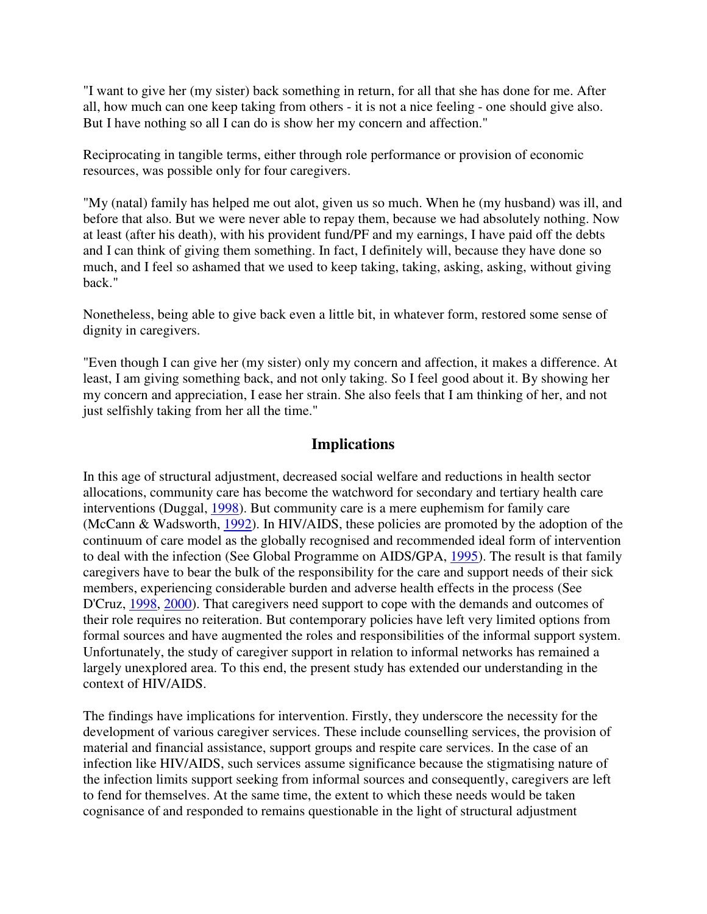"I want to give her (my sister) back something in return, for all that she has done for me. After all, how much can one keep taking from others - it is not a nice feeling - one should give also. But I have nothing so all I can do is show her my concern and affection."

Reciprocating in tangible terms, either through role performance or provision of economic resources, was possible only for four caregivers.

"My (natal) family has helped me out alot, given us so much. When he (my husband) was ill, and before that also. But we were never able to repay them, because we had absolutely nothing. Now at least (after his death), with his provident fund/PF and my earnings, I have paid off the debts and I can think of giving them something. In fact, I definitely will, because they have done so much, and I feel so ashamed that we used to keep taking, taking, asking, asking, without giving back."

Nonetheless, being able to give back even a little bit, in whatever form, restored some sense of dignity in caregivers.

"Even though I can give her (my sister) only my concern and affection, it makes a difference. At least, I am giving something back, and not only taking. So I feel good about it. By showing her my concern and appreciation, I ease her strain. She also feels that I am thinking of her, and not just selfishly taking from her all the time."

## Implications

In this age of structural adjustment, decreased social welfare and reductions in health sector allocations, community care has become the watchword for secondary and tertiary health care interventions (Duggal, 1998). But community care is a mere euphemism for family care (McCann & Wadsworth, 1992). In HIV/AIDS, these policies are promoted by the adoption of the continuum of care model as the globally recognised and recommended ideal form of intervention to deal with the infection (See Global Programme on AIDS/GPA, 1995). The result is that family caregivers have to bear the bulk of the responsibility for the care and support needs of their sick members, experiencing considerable burden and adverse health effects in the process (See D'Cruz, 1998, 2000). That caregivers need support to cope with the demands and outcomes of their role requires no reiteration. But contemporary policies have left very limited options from formal sources and have augmented the roles and responsibilities of the informal support system. Unfortunately, the study of caregiver support in relation to informal networks has remained a largely unexplored area. To this end, the present study has extended our understanding in the context of HIV/AIDS.

The findings have implications for intervention. Firstly, they underscore the necessity for the development of various caregiver services. These include counselling services, the provision of material and financial assistance, support groups and respite care services. In the case of an infection like HIV/AIDS, such services assume significance because the stigmatising nature of the infection limits support seeking from informal sources and consequently, caregivers are left to fend for themselves. At the same time, the extent to which these needs would be taken cognisance of and responded to remains questionable in the light of structural adjustment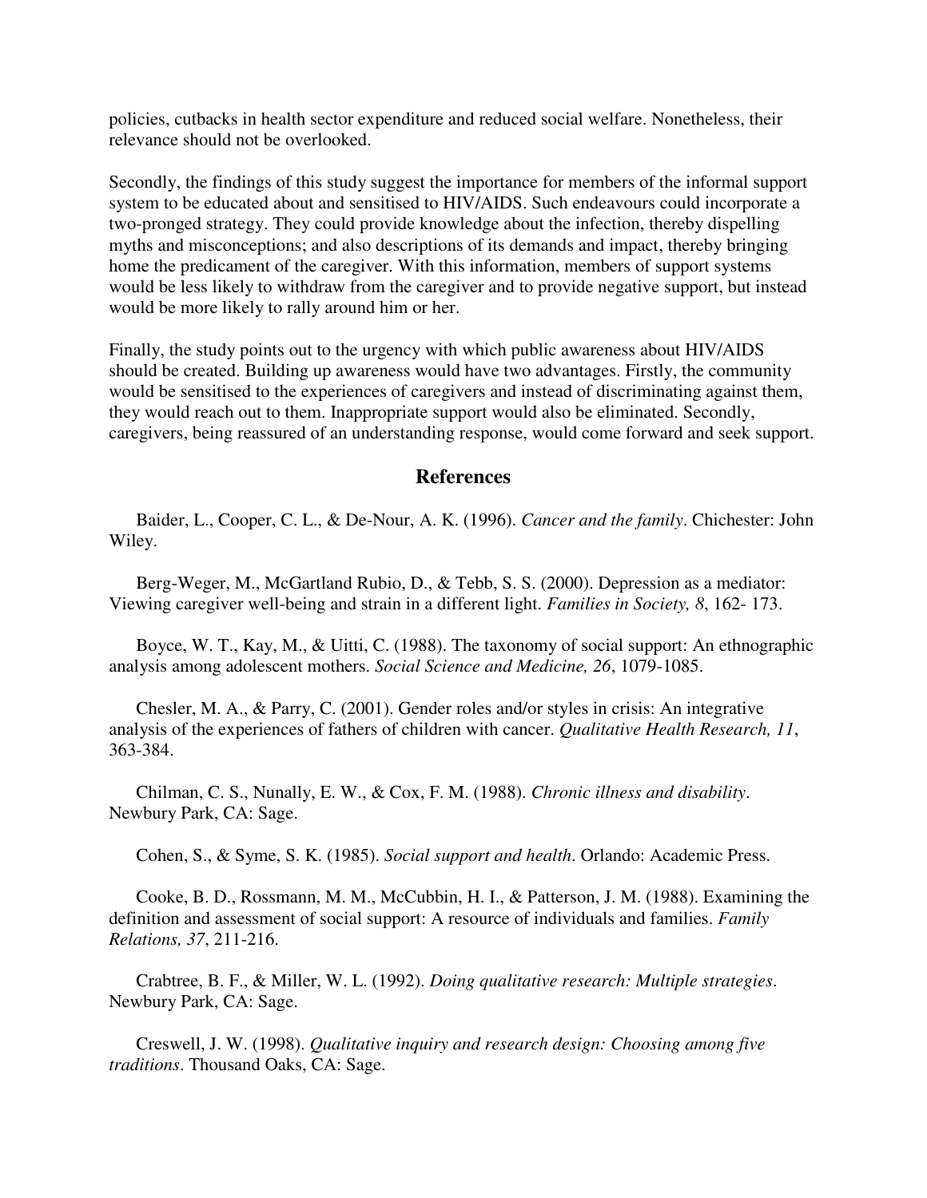policies, cutbacks in health sector expenditure and reduced social welfare. Nonetheless, their relevance should not be overlooked.

Secondly, the findings of this study suggest the importance for members of the informal support system to be educated about and sensitised to HIV/AIDS. Such endeavours could incorporate a two-pronged strategy. They could provide knowledge about the infection, thereby dispelling myths and misconceptions; and also descriptions of its demands and impact, thereby bringing home the predicament of the caregiver. With this information, members of support systems would be less likely to withdraw from the caregiver and to provide negative support, but instead would be more likely to rally around him or her.

Finally, the study points out to the urgency with which public awareness about HIV/AIDS should be created. Building up awareness would have two advantages. Firstly, the community would be sensitised to the experiences of caregivers and instead of discriminating against them, they would reach out to them. Inappropriate support would also be eliminated. Secondly, caregivers, being reassured of an understanding response, would come forward and seek support.

## References

Baider, L., Cooper, C. L., & De-Nour, A. K. (1996). *Cancer and the family*. Chichester: John Wiley.

Berg-Weger, M., McGartland Rubio, D., & Tebb, S. S. (2000). Depression as a mediator: Viewing caregiver well-being and strain in a different light. *Families in Society, 8*, 162- 173.

Boyce, W. T., Kay, M., & Uitti, C. (1988). The taxonomy of social support: An ethnographic analysis among adolescent mothers. *Social Science and Medicine, 26*, 1079-1085.

Chesler, M. A., & Parry, C. (2001). Gender roles and/or styles in crisis: An integrative analysis of the experiences of fathers of children with cancer. *Qualitative Health Research, 11*, 363-384.

Chilman, C. S., Nunally, E. W., & Cox, F. M. (1988). *Chronic illness and disability*. Newbury Park, CA: Sage.

Cohen, S., & Syme, S. K. (1985). *Social support and health*. Orlando: Academic Press.

Cooke, B. D., Rossmann, M. M., McCubbin, H. I., & Patterson, J. M. (1988). Examining the definition and assessment of social support: A resource of individuals and families. *Family Relations, 37*, 211-216.

Crabtree, B. F., & Miller, W. L. (1992). *Doing qualitative research: Multiple strategies*. Newbury Park, CA: Sage.

Creswell, J. W. (1998). *Qualitative inquiry and research design: Choosing among five traditions*. Thousand Oaks, CA: Sage.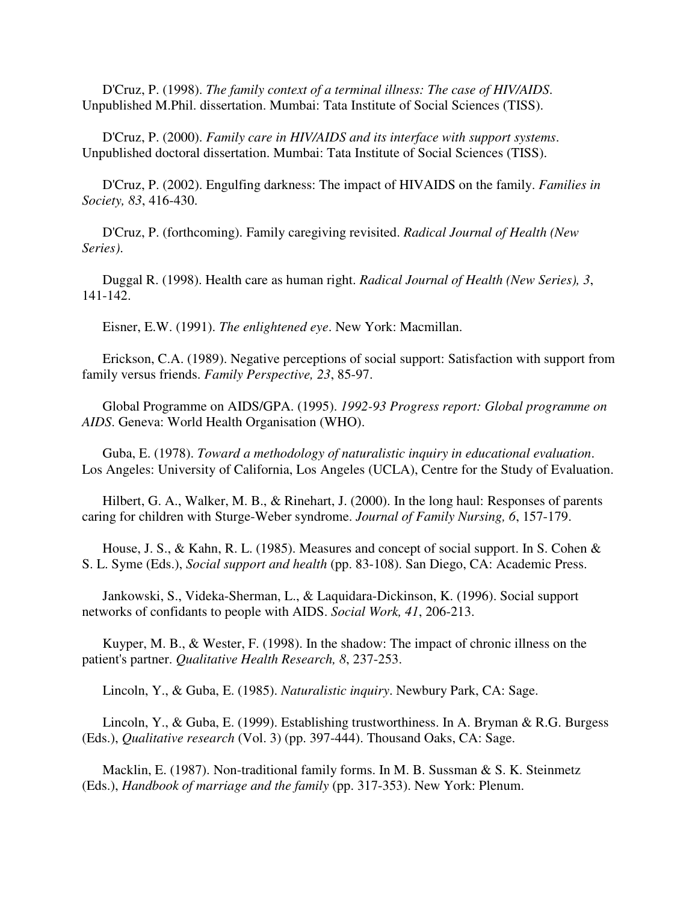D'Cruz, P. (1998). *The family context of a terminal illness: The case of HIV/AIDS*. Unpublished M.Phil. dissertation. Mumbai: Tata Institute of Social Sciences (TISS).

D'Cruz, P. (2000). *Family care in HIV/AIDS and its interface with support systems*. Unpublished doctoral dissertation. Mumbai: Tata Institute of Social Sciences (TISS).

D'Cruz, P. (2002). Engulfing darkness: The impact of HIVAIDS on the family. *Families in Society, 83*, 416-430.

D'Cruz, P. (forthcoming). Family caregiving revisited. *Radical Journal of Health (New Series)*.

Duggal R. (1998). Health care as human right. *Radical Journal of Health (New Series), 3*, 141-142.

Eisner, E.W. (1991). *The enlightened eye*. New York: Macmillan.

Erickson, C.A. (1989). Negative perceptions of social support: Satisfaction with support from family versus friends. *Family Perspective, 23*, 85-97.

Global Programme on AIDS/GPA. (1995). *1992-93 Progress report: Global programme on AIDS*. Geneva: World Health Organisation (WHO).

Guba, E. (1978). *Toward a methodology of naturalistic inquiry in educational evaluation*. Los Angeles: University of California, Los Angeles (UCLA), Centre for the Study of Evaluation.

Hilbert, G. A., Walker, M. B., & Rinehart, J. (2000). In the long haul: Responses of parents caring for children with Sturge-Weber syndrome. *Journal of Family Nursing, 6*, 157-179.

House, J. S., & Kahn, R. L. (1985). Measures and concept of social support. In S. Cohen & S. L. Syme (Eds.), *Social support and health* (pp. 83-108). San Diego, CA: Academic Press.

Jankowski, S., Videka-Sherman, L., & Laquidara-Dickinson, K. (1996). Social support networks of confidants to people with AIDS. *Social Work, 41*, 206-213.

Kuyper, M. B., & Wester, F. (1998). In the shadow: The impact of chronic illness on the patient's partner. *Qualitative Health Research, 8*, 237-253.

Lincoln, Y., & Guba, E. (1985). *Naturalistic inquiry*. Newbury Park, CA: Sage.

Lincoln, Y., & Guba, E. (1999). Establishing trustworthiness. In A. Bryman & R.G. Burgess (Eds.), *Qualitative research* (Vol. 3) (pp. 397-444). Thousand Oaks, CA: Sage.

Macklin, E. (1987). Non-traditional family forms. In M. B. Sussman & S. K. Steinmetz (Eds.), *Handbook of marriage and the family* (pp. 317-353). New York: Plenum.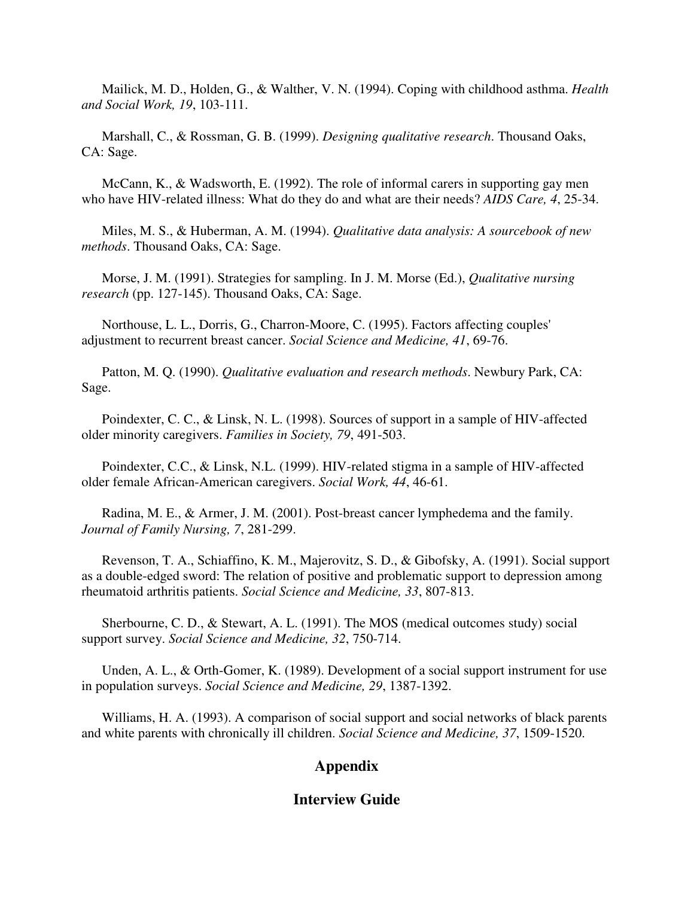Mailick, M. D., Holden, G., & Walther, V. N. (1994). Coping with childhood asthma. *Health and Social Work, 19*, 103-111.

Marshall, C., & Rossman, G. B. (1999). *Designing qualitative research*. Thousand Oaks, CA: Sage.

McCann, K., & Wadsworth, E. (1992). The role of informal carers in supporting gay men who have HIV-related illness: What do they do and what are their needs? *AIDS Care, 4*, 25-34.

Miles, M. S., & Huberman, A. M. (1994). *Qualitative data analysis: A sourcebook of new methods*. Thousand Oaks, CA: Sage.

Morse, J. M. (1991). Strategies for sampling. In J. M. Morse (Ed.), *Qualitative nursing research* (pp. 127-145). Thousand Oaks, CA: Sage.

Northouse, L. L., Dorris, G., Charron-Moore, C. (1995). Factors affecting couples' adjustment to recurrent breast cancer. *Social Science and Medicine, 41*, 69-76.

Patton, M. Q. (1990). *Qualitative evaluation and research methods*. Newbury Park, CA: Sage.

Poindexter, C. C., & Linsk, N. L. (1998). Sources of support in a sample of HIV-affected older minority caregivers. *Families in Society, 79*, 491-503.

Poindexter, C.C., & Linsk, N.L. (1999). HIV-related stigma in a sample of HIV-affected older female African-American caregivers. *Social Work, 44*, 46-61.

Radina, M. E., & Armer, J. M. (2001). Post-breast cancer lymphedema and the family. *Journal of Family Nursing, 7*, 281-299.

Revenson, T. A., Schiaffino, K. M., Majerovitz, S. D., & Gibofsky, A. (1991). Social support as a double-edged sword: The relation of positive and problematic support to depression among rheumatoid arthritis patients. *Social Science and Medicine, 33*, 807-813.

Sherbourne, C. D., & Stewart, A. L. (1991). The MOS (medical outcomes study) social support survey. *Social Science and Medicine, 32*, 750-714.

Unden, A. L., & Orth-Gomer, K. (1989). Development of a social support instrument for use in population surveys. *Social Science and Medicine, 29*, 1387-1392.

Williams, H. A. (1993). A comparison of social support and social networks of black parents and white parents with chronically ill children. *Social Science and Medicine, 37*, 1509-1520.

## Appendix

## Interview Guide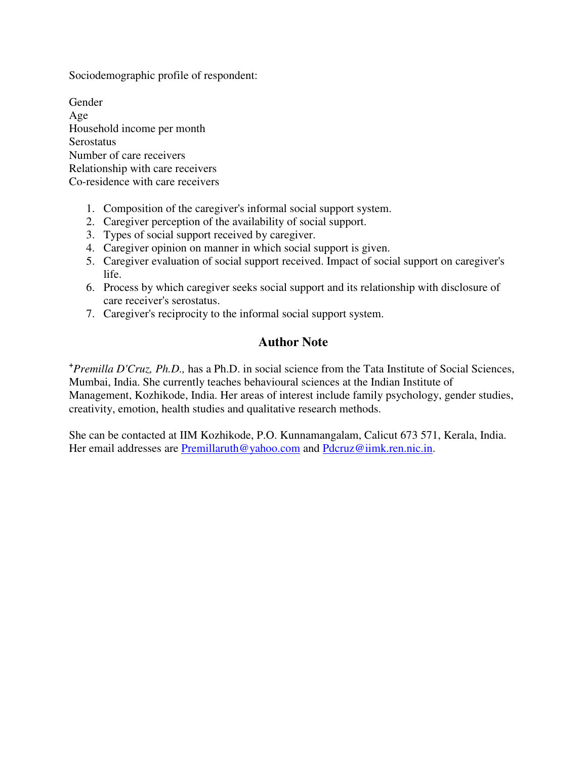Sociodemographic profile of respondent:

Gender
Age
Household income per month
Serostatus
Number of care receivers
Relationship with care receivers
Co-residence with care receivers

1. Composition of the caregiver's informal social support system.
2. Caregiver perception of the availability of social support.
3. Types of social support received by caregiver.
4. Caregiver opinion on manner in which social support is given.
5. Caregiver evaluation of social support received. Impact of social support on caregiver's life.
6. Process by which caregiver seeks social support and its relationship with disclosure of care receiver's serostatus.
7. Caregiver's reciprocity to the informal social support system.

## Author Note

[+]*Premilla D'Cruz, Ph.D.,* has a Ph.D. in social science from the Tata Institute of Social Sciences, Mumbai, India. She currently teaches behavioural sciences at the Indian Institute of Management, Kozhikode, India. Her areas of interest include family psychology, gender studies, creativity, emotion, health studies and qualitative research methods.

She can be contacted at IIM Kozhikode, P.O. Kunnamangalam, Calicut 673 571, Kerala, India. Her email addresses are Premillaruth@yahoo.com and Pdcruz@iimk.ren.nic.in.